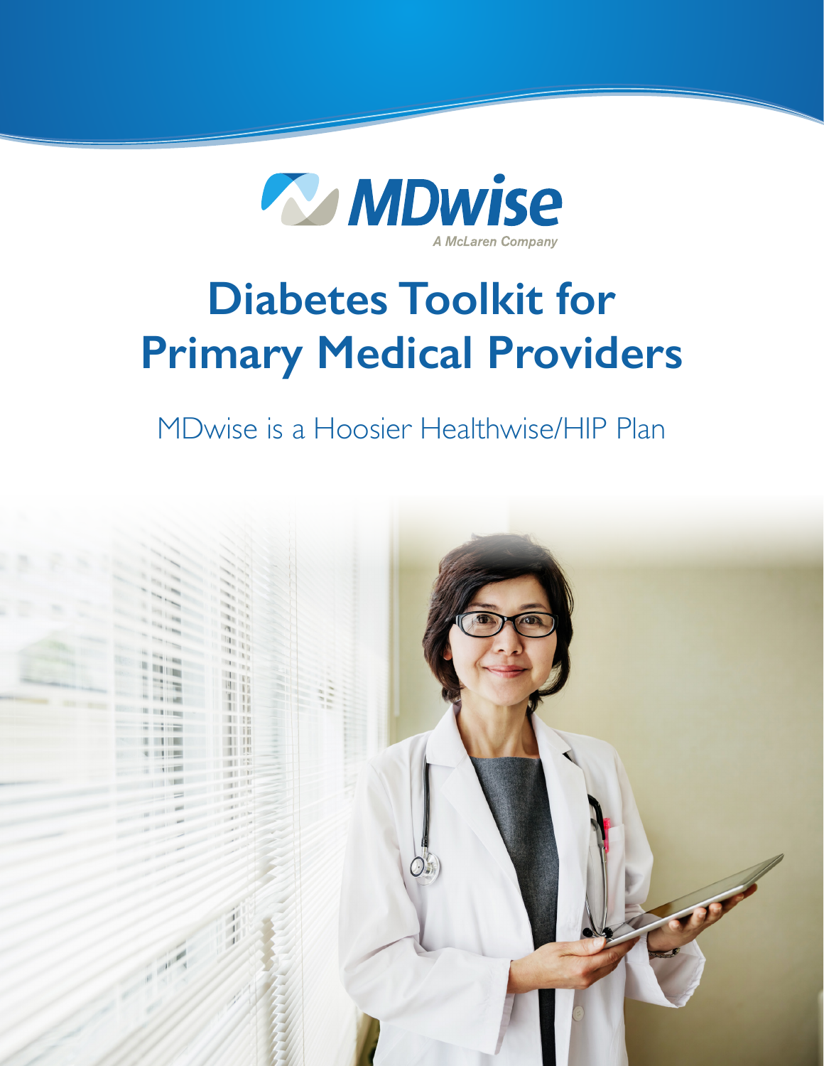MDwise

A McLaren Company

# Diabetes Toolkit for Primary Medical Providers

MDwise is a Hoosier Healthwise/HIP Plan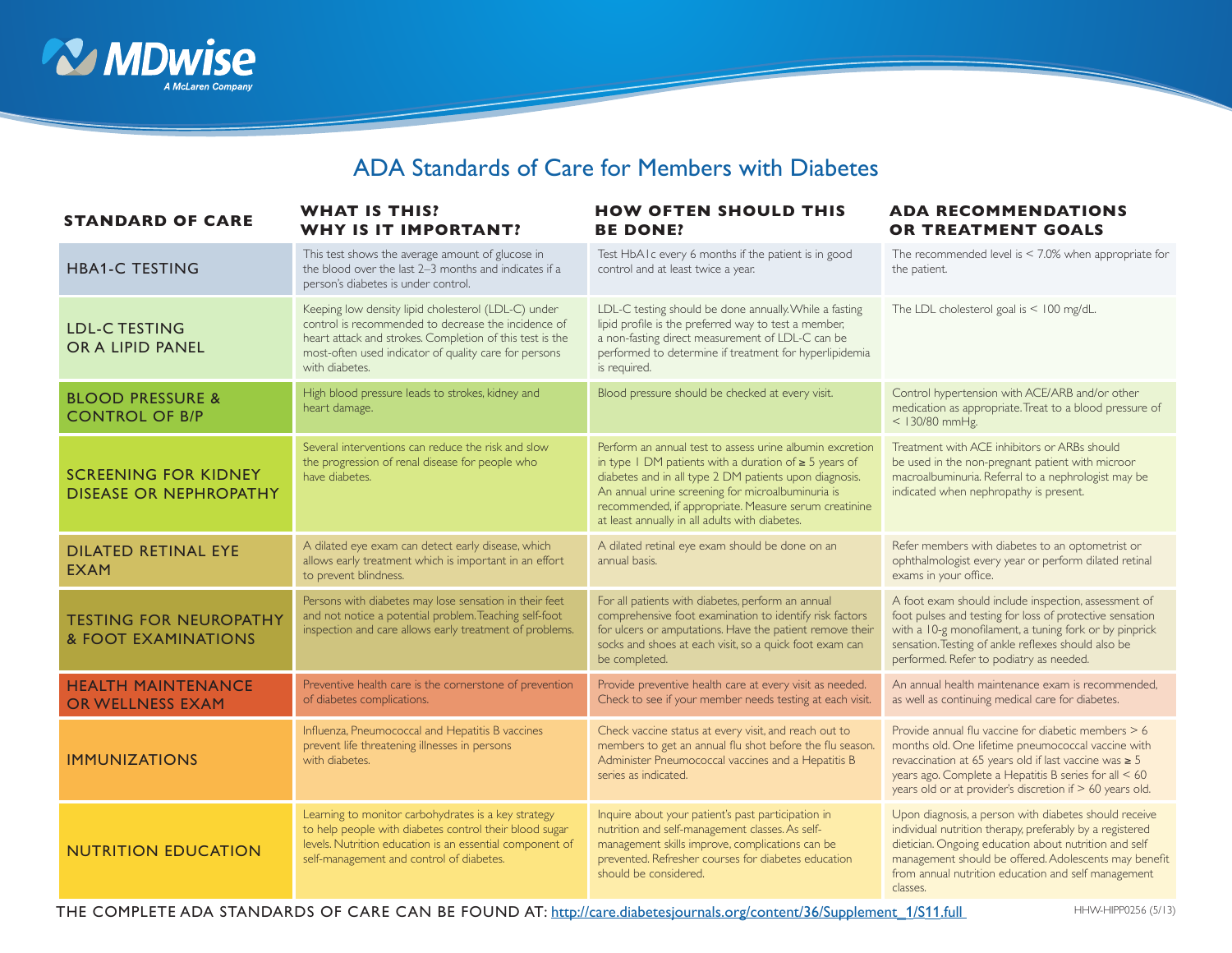# ADA Standards of Care for Members with Diabetes

| STANDARD OF CARE | WHAT IS THIS? WHY IS IT IMPORTANT? | HOW OFTEN SHOULD THIS BE DONE? | ADA RECOMMENDATIONS OR TREATMENT GOALS |
|---|---|---|---|
| HBA1-C TESTING | This test shows the average amount of glucose in the blood over the last 2–3 months and indicates if a person's diabetes is under control. | Test HbA1c every 6 months if the patient is in good control and at least twice a year. | The recommended level is < 7.0% when appropriate for the patient. |
| LDL-C TESTING OR A LIPID PANEL | Keeping low density lipid cholesterol (LDL-C) under control is recommended to decrease the incidence of heart attack and strokes. Completion of this test is the most-often used indicator of quality care for persons with diabetes. | LDL-C testing should be done annually. While a fasting lipid profile is the preferred way to test a member, a non-fasting direct measurement of LDL-C can be performed to determine if treatment for hyperlipidemia is required. | The LDL cholesterol goal is < 100 mg/dL. |
| BLOOD PRESSURE & CONTROL OF B/P | High blood pressure leads to strokes, kidney and heart damage. | Blood pressure should be checked at every visit. | Control hypertension with ACE/ARB and/or other medication as appropriate. Treat to a blood pressure of < 130/80 mmHg. |
| SCREENING FOR KIDNEY DISEASE OR NEPHROPATHY | Several interventions can reduce the risk and slow the progression of renal disease for people who have diabetes. | Perform an annual test to assess urine albumin excretion in type 1 DM patients with a duration of ≥ 5 years of diabetes and in all type 2 DM patients upon diagnosis. An annual urine screening for microalbuminuria is recommended, if appropriate. Measure serum creatinine at least annually in all adults with diabetes. | Treatment with ACE inhibitors or ARBs should be used in the non-pregnant patient with microor macroalbuminuria. Referral to a nephrologist may be indicated when nephropathy is present. |
| DILATED RETINAL EYE EXAM | A dilated eye exam can detect early disease, which allows early treatment which is important in an effort to prevent blindness. | A dilated retinal eye exam should be done on an annual basis. | Refer members with diabetes to an optometrist or ophthalmologist every year or perform dilated retinal exams in your office. |
| TESTING FOR NEUROPATHY & FOOT EXAMINATIONS | Persons with diabetes may lose sensation in their feet and not notice a potential problem. Teaching self-foot inspection and care allows early treatment of problems. | For all patients with diabetes, perform an annual comprehensive foot examination to identify risk factors for ulcers or amputations. Have the patient remove their socks and shoes at each visit, so a quick foot exam can be completed. | A foot exam should include inspection, assessment of foot pulses and testing for loss of protective sensation with a 10-g monofilament, a tuning fork or by pinprick sensation. Testing of ankle reflexes should also be performed. Refer to podiatry as needed. |
| HEALTH MAINTENANCE OR WELLNESS EXAM | Preventive health care is the cornerstone of prevention of diabetes complications. | Provide preventive health care at every visit as needed. Check to see if your member needs testing at each visit. | An annual health maintenance exam is recommended, as well as continuing medical care for diabetes. |
| IMMUNIZATIONS | Influenza, Pneumococcal and Hepatitis B vaccines prevent life threatening illnesses in persons with diabetes. | Check vaccine status at every visit, and reach out to members to get an annual flu shot before the flu season. Administer Pneumococcal vaccines and a Hepatitis B series as indicated. | Provide annual flu vaccine for diabetic members > 6 months old. One lifetime pneumococcal vaccine with revaccination at 65 years old if last vaccine was ≥ 5 years ago. Complete a Hepatitis B series for all < 60 years old or at provider's discretion if > 60 years old. |
| NUTRITION EDUCATION | Learning to monitor carbohydrates is a key strategy to help people with diabetes control their blood sugar levels. Nutrition education is an essential component of self-management and control of diabetes. | Inquire about your patient's past participation in nutrition and self-management classes. As self-management skills improve, complications can be prevented. Refresher courses for diabetes education should be considered. | Upon diagnosis, a person with diabetes should receive individual nutrition therapy, preferably by a registered dietician. Ongoing education about nutrition and self management should be offered. Adolescents may benefit from annual nutrition education and self management classes. |

THE COMPLETE ADA STANDARDS OF CARE CAN BE FOUND AT: http://care.diabetesjournals.org/content/36/Supplement_1/S11.full

HHW-HIPP0256 (5/13)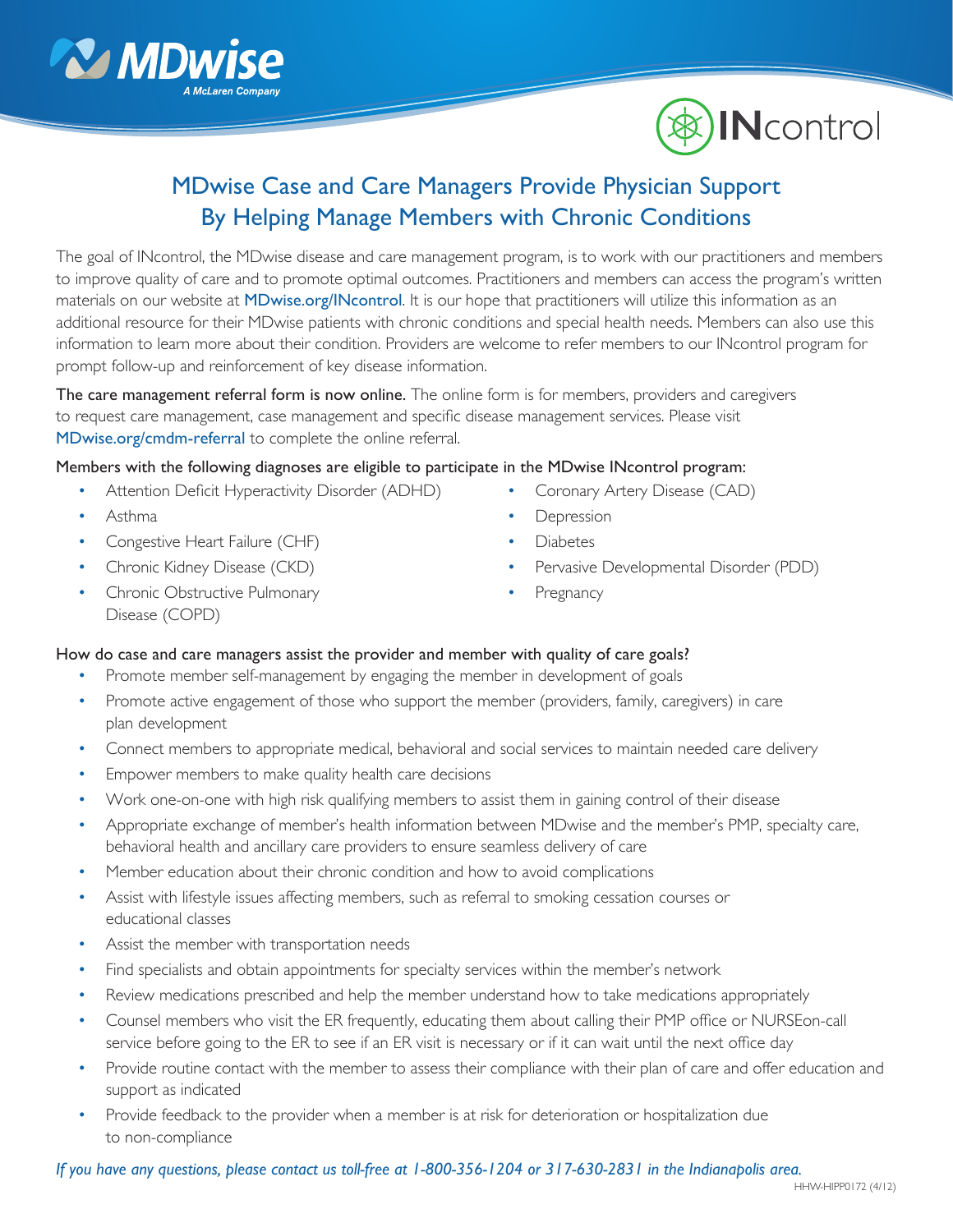MDwise
A McLaren Company

INcontrol

# MDwise Case and Care Managers Provide Physician Support By Helping Manage Members with Chronic Conditions

The goal of INcontrol, the MDwise disease and care management program, is to work with our practitioners and members to improve quality of care and to promote optimal outcomes. Practitioners and members can access the program's written materials on our website at MDwise.org/INcontrol. It is our hope that practitioners will utilize this information as an additional resource for their MDwise patients with chronic conditions and special health needs. Members can also use this information to learn more about their condition. Providers are welcome to refer members to our INcontrol program for prompt follow-up and reinforcement of key disease information.

**The care management referral form is now online.** The online form is for members, providers and caregivers to request care management, case management and specific disease management services. Please visit MDwise.org/cmdm-referral to complete the online referral.

Members with the following diagnoses are eligible to participate in the MDwise INcontrol program:

- Attention Deficit Hyperactivity Disorder (ADHD)
- Asthma
- Congestive Heart Failure (CHF)
- Chronic Kidney Disease (CKD)
- Chronic Obstructive Pulmonary Disease (COPD)
- Coronary Artery Disease (CAD)
- Depression
- Diabetes
- Pervasive Developmental Disorder (PDD)
- Pregnancy

How do case and care managers assist the provider and member with quality of care goals?

- Promote member self-management by engaging the member in development of goals
- Promote active engagement of those who support the member (providers, family, caregivers) in care plan development
- Connect members to appropriate medical, behavioral and social services to maintain needed care delivery
- Empower members to make quality health care decisions
- Work one-on-one with high risk qualifying members to assist them in gaining control of their disease
- Appropriate exchange of member's health information between MDwise and the member's PMP, specialty care, behavioral health and ancillary care providers to ensure seamless delivery of care
- Member education about their chronic condition and how to avoid complications
- Assist with lifestyle issues affecting members, such as referral to smoking cessation courses or educational classes
- Assist the member with transportation needs
- Find specialists and obtain appointments for specialty services within the member's network
- Review medications prescribed and help the member understand how to take medications appropriately
- Counsel members who visit the ER frequently, educating them about calling their PMP office or NURSEon-call service before going to the ER to see if an ER visit is necessary or if it can wait until the next office day
- Provide routine contact with the member to assess their compliance with their plan of care and offer education and support as indicated
- Provide feedback to the provider when a member is at risk for deterioration or hospitalization due to non-compliance

*If you have any questions, please contact us toll-free at 1-800-356-1204 or 317-630-2831 in the Indianapolis area.*

HHW-HIPP0172 (4/12)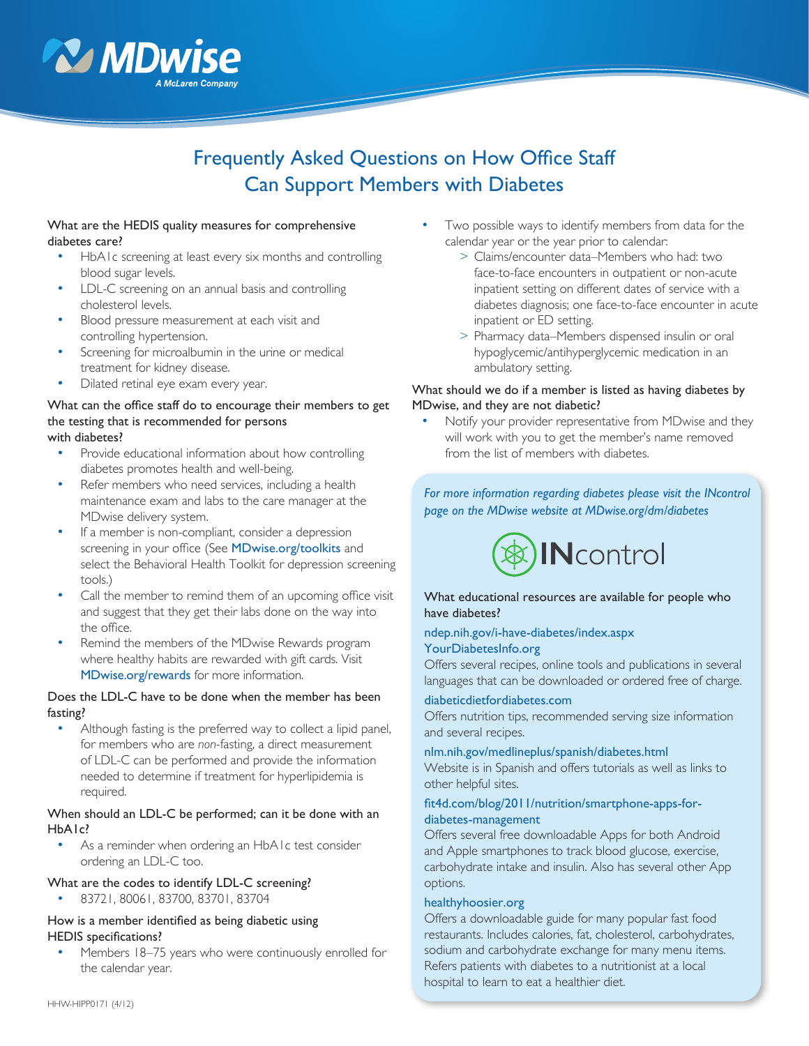# Frequently Asked Questions on How Office Staff Can Support Members with Diabetes

**What are the HEDIS quality measures for comprehensive diabetes care?**

- HbA1c screening at least every six months and controlling blood sugar levels.
- LDL-C screening on an annual basis and controlling cholesterol levels.
- Blood pressure measurement at each visit and controlling hypertension.
- Screening for microalbumin in the urine or medical treatment for kidney disease.
- Dilated retinal eye exam every year.

**What can the office staff do to encourage their members to get the testing that is recommended for persons with diabetes?**

- Provide educational information about how controlling diabetes promotes health and well-being.
- Refer members who need services, including a health maintenance exam and labs to the care manager at the MDwise delivery system.
- If a member is non-compliant, consider a depression screening in your office (See MDwise.org/toolkits and select the Behavioral Health Toolkit for depression screening tools.)
- Call the member to remind them of an upcoming office visit and suggest that they get their labs done on the way into the office.
- Remind the members of the MDwise Rewards program where healthy habits are rewarded with gift cards. Visit MDwise.org/rewards for more information.

**Does the LDL-C have to be done when the member has been fasting?**

- Although fasting is the preferred way to collect a lipid panel, for members who are *non*-fasting, a direct measurement of LDL-C can be performed and provide the information needed to determine if treatment for hyperlipidemia is required.

**When should an LDL-C be performed; can it be done with an HbA1c?**

- As a reminder when ordering an HbA1c test consider ordering an LDL-C too.

**What are the codes to identify LDL-C screening?**

- 83721, 80061, 83700, 83701, 83704

**How is a member identified as being diabetic using HEDIS specifications?**

- Members 18–75 years who were continuously enrolled for the calendar year.
- Two possible ways to identify members from data for the calendar year or the year prior to calendar:
  - Claims/encounter data–Members who had: two face-to-face encounters in outpatient or non-acute inpatient setting on different dates of service with a diabetes diagnosis; one face-to-face encounter in acute inpatient or ED setting.
  - Pharmacy data–Members dispensed insulin or oral hypoglycemic/antihyperglycemic medication in an ambulatory setting.

**What should we do if a member is listed as having diabetes by MDwise, and they are not diabetic?**

- Notify your provider representative from MDwise and they will work with you to get the member's name removed from the list of members with diabetes.

*For more information regarding diabetes please visit the INcontrol page on the MDwise website at MDwise.org/dm/diabetes*

INcontrol

**What educational resources are available for people who have diabetes?**

ndep.nih.gov/i-have-diabetes/index.aspx
YourDiabetesInfo.org
Offers several recipes, online tools and publications in several languages that can be downloaded or ordered free of charge.

diabeticdietfordiabetes.com
Offers nutrition tips, recommended serving size information and several recipes.

nlm.nih.gov/medlineplus/spanish/diabetes.html
Website is in Spanish and offers tutorials as well as links to other helpful sites.

fit4d.com/blog/2011/nutrition/smartphone-apps-for-diabetes-management
Offers several free downloadable Apps for both Android and Apple smartphones to track blood glucose, exercise, carbohydrate intake and insulin. Also has several other App options.

healthyhoosier.org
Offers a downloadable guide for many popular fast food restaurants. Includes calories, fat, cholesterol, carbohydrates, sodium and carbohydrate exchange for many menu items. Refers patients with diabetes to a nutritionist at a local hospital to learn to eat a healthier diet.

HHW-HIPP0171 (4/12)